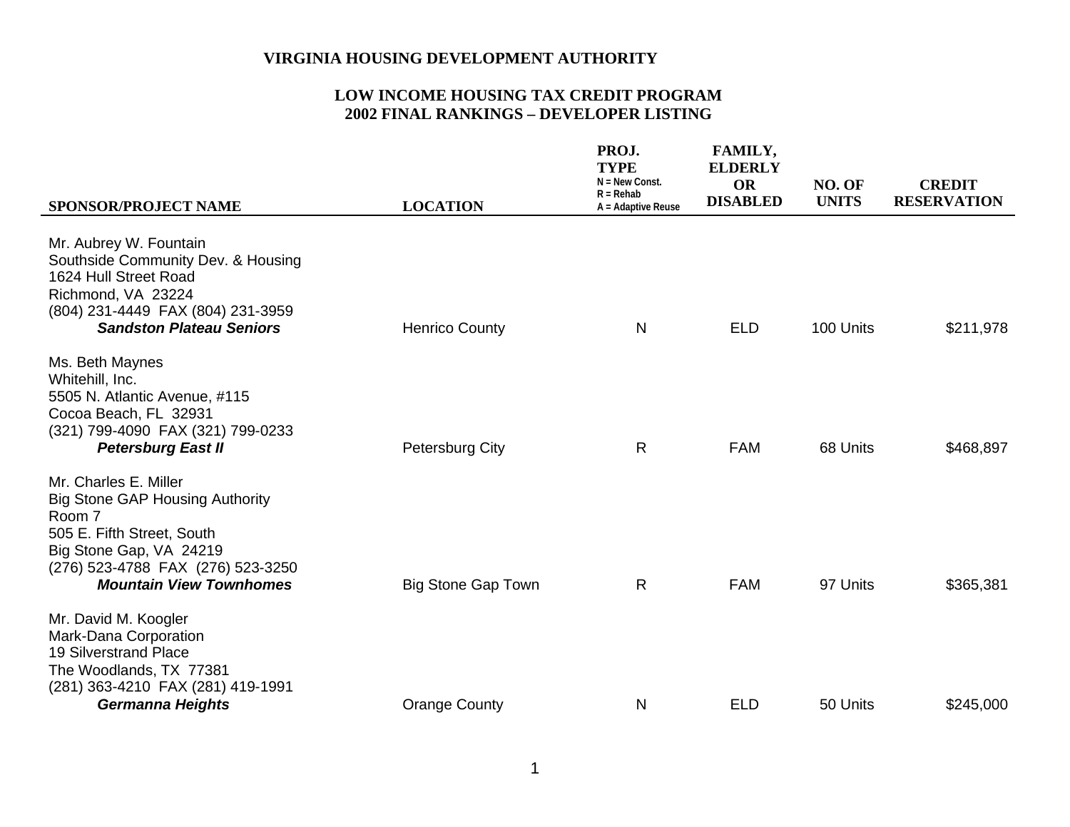**VIRGINIA HOUSING DEVELOPMENT AUTHORITY**

**LOW INCOME HOUSING TAX CREDIT PROGRAM**
**2002 FINAL RANKINGS – DEVELOPER LISTING**

| SPONSOR/PROJECT NAME | LOCATION | PROJ. TYPE N = New Const. R = Rehab A = Adaptive Reuse | FAMILY, ELDERLY OR DISABLED | NO. OF UNITS | CREDIT RESERVATION |
|---|---|---|---|---|---|
| Mr. Aubrey W. Fountain<br>Southside Community Dev. & Housing<br>1624 Hull Street Road<br>Richmond, VA 23224<br>(804) 231-4449 FAX (804) 231-3959<br>***Sandston Plateau Seniors*** | Henrico County | N | ELD | 100 Units | $211,978 |
| Ms. Beth Maynes<br>Whitehill, Inc.<br>5505 N. Atlantic Avenue, #115<br>Cocoa Beach, FL 32931<br>(321) 799-4090 FAX (321) 799-0233<br>***Petersburg East II*** | Petersburg City | R | FAM | 68 Units | $468,897 |
| Mr. Charles E. Miller<br>Big Stone GAP Housing Authority<br>Room 7<br>505 E. Fifth Street, South<br>Big Stone Gap, VA 24219<br>(276) 523-4788 FAX (276) 523-3250<br>***Mountain View Townhomes*** | Big Stone Gap Town | R | FAM | 97 Units | $365,381 |
| Mr. David M. Koogler<br>Mark-Dana Corporation<br>19 Silverstrand Place<br>The Woodlands, TX 77381<br>(281) 363-4210 FAX (281) 419-1991<br>***Germanna Heights*** | Orange County | N | ELD | 50 Units | $245,000 |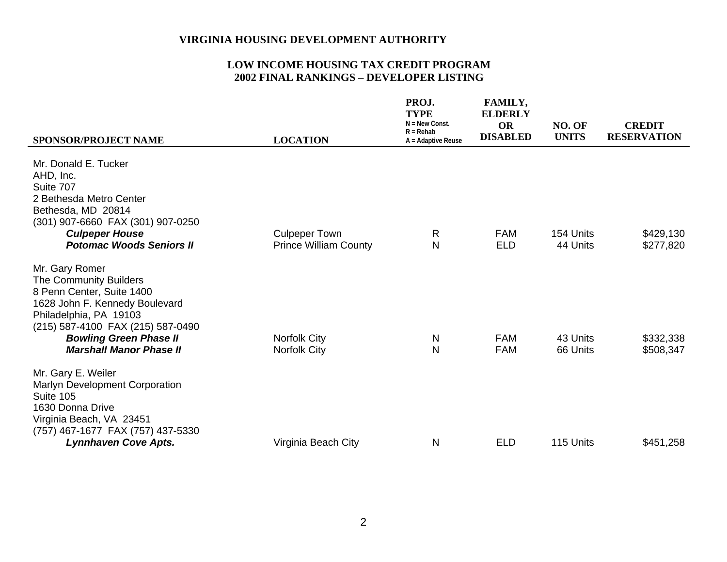# VIRGINIA HOUSING DEVELOPMENT AUTHORITY

## LOW INCOME HOUSING TAX CREDIT PROGRAM
## 2002 FINAL RANKINGS – DEVELOPER LISTING

| SPONSOR/PROJECT NAME | LOCATION | PROJ. TYPE N = New Const. R = Rehab A = Adaptive Reuse | FAMILY, ELDERLY OR DISABLED | NO. OF UNITS | CREDIT RESERVATION |
|---|---|---|---|---|---|
| Mr. Donald E. Tucker<br>AHD, Inc.<br>Suite 707<br>2 Bethesda Metro Center<br>Bethesda, MD 20814<br>(301) 907-6660 FAX (301) 907-0250 | | | | | |
| ***Culpeper House*** | Culpeper Town | R | FAM | 154 Units | $429,130 |
| ***Potomac Woods Seniors II*** | Prince William County | N | ELD | 44 Units | $277,820 |
| Mr. Gary Romer<br>The Community Builders<br>8 Penn Center, Suite 1400<br>1628 John F. Kennedy Boulevard<br>Philadelphia, PA 19103<br>(215) 587-4100 FAX (215) 587-0490 | | | | | |
| ***Bowling Green Phase II*** | Norfolk City | N | FAM | 43 Units | $332,338 |
| ***Marshall Manor Phase II*** | Norfolk City | N | FAM | 66 Units | $508,347 |
| Mr. Gary E. Weiler<br>Marlyn Development Corporation<br>Suite 105<br>1630 Donna Drive<br>Virginia Beach, VA 23451<br>(757) 467-1677 FAX (757) 437-5330 | | | | | |
| ***Lynnhaven Cove Apts.*** | Virginia Beach City | N | ELD | 115 Units | $451,258 |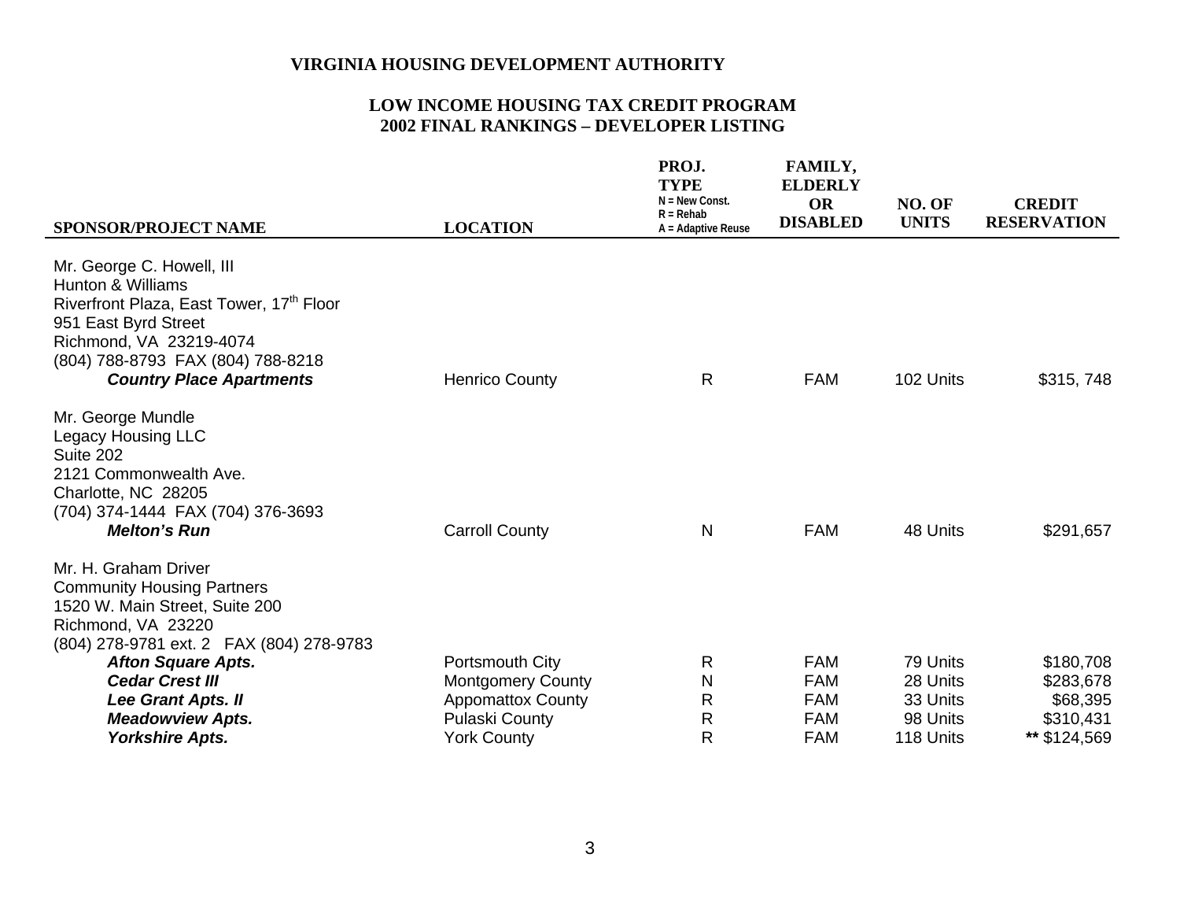**VIRGINIA HOUSING DEVELOPMENT AUTHORITY**

**LOW INCOME HOUSING TAX CREDIT PROGRAM**
**2002 FINAL RANKINGS – DEVELOPER LISTING**

| SPONSOR/PROJECT NAME | LOCATION | PROJ. TYPE (N = New Const. R = Rehab A = Adaptive Reuse) | FAMILY, ELDERLY OR DISABLED | NO. OF UNITS | CREDIT RESERVATION |
|---|---|---|---|---|---|
| Mr. George C. Howell, III<br>Hunton & Williams<br>Riverfront Plaza, East Tower, 17th Floor<br>951 East Byrd Street<br>Richmond, VA 23219-4074<br>(804) 788-8793 FAX (804) 788-8218 | | | | | |
| ***Country Place Apartments*** | Henrico County | R | FAM | 102 Units | $315, 748 |
| Mr. George Mundle<br>Legacy Housing LLC<br>Suite 202<br>2121 Commonwealth Ave.<br>Charlotte, NC 28205<br>(704) 374-1444 FAX (704) 376-3693 | | | | | |
| ***Melton's Run*** | Carroll County | N | FAM | 48 Units | $291,657 |
| Mr. H. Graham Driver<br>Community Housing Partners<br>1520 W. Main Street, Suite 200<br>Richmond, VA 23220<br>(804) 278-9781 ext. 2 FAX (804) 278-9783 | | | | | |
| ***Afton Square Apts.*** | Portsmouth City | R | FAM | 79 Units | $180,708 |
| ***Cedar Crest III*** | Montgomery County | N | FAM | 28 Units | $283,678 |
| ***Lee Grant Apts. II*** | Appomattox County | R | FAM | 33 Units | $68,395 |
| ***Meadowview Apts.*** | Pulaski County | R | FAM | 98 Units | $310,431 |
| ***Yorkshire Apts.*** | York County | R | FAM | 118 Units | ** $124,569 |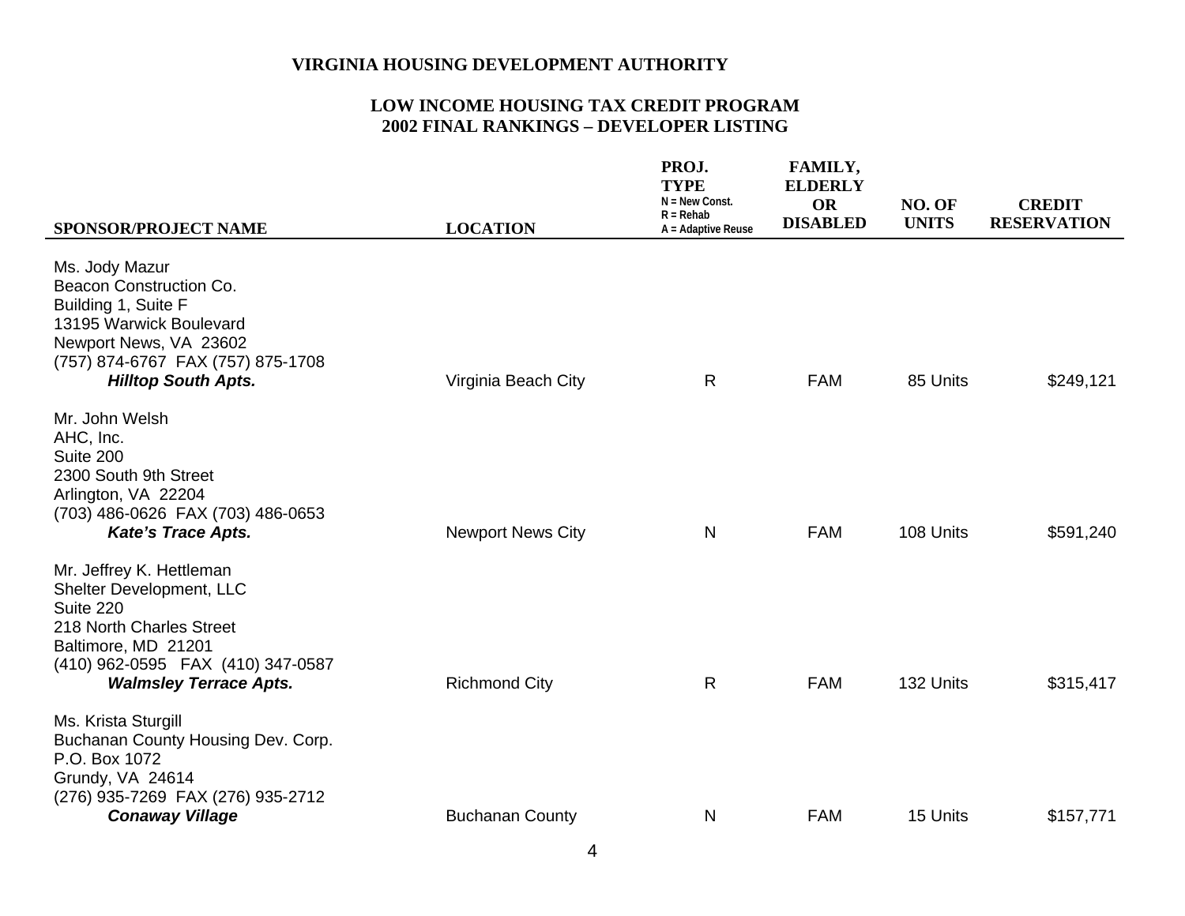**VIRGINIA HOUSING DEVELOPMENT AUTHORITY**

**LOW INCOME HOUSING TAX CREDIT PROGRAM**
**2002 FINAL RANKINGS – DEVELOPER LISTING**

| SPONSOR/PROJECT NAME | LOCATION | PROJ. TYPE (N = New Const. R = Rehab A = Adaptive Reuse) | FAMILY, ELDERLY OR DISABLED | NO. OF UNITS | CREDIT RESERVATION |
|---|---|---|---|---|---|
| Ms. Jody Mazur<br>Beacon Construction Co.<br>Building 1, Suite F<br>13195 Warwick Boulevard<br>Newport News, VA 23602<br>(757) 874-6767 FAX (757) 875-1708<br>***Hilltop South Apts.*** | Virginia Beach City | R | FAM | 85 Units | \$249,121 |
| Mr. John Welsh<br>AHC, Inc.<br>Suite 200<br>2300 South 9th Street<br>Arlington, VA 22204<br>(703) 486-0626 FAX (703) 486-0653<br>***Kate's Trace Apts.*** | Newport News City | N | FAM | 108 Units | \$591,240 |
| Mr. Jeffrey K. Hettleman<br>Shelter Development, LLC<br>Suite 220<br>218 North Charles Street<br>Baltimore, MD 21201<br>(410) 962-0595 FAX (410) 347-0587<br>***Walmsley Terrace Apts.*** | Richmond City | R | FAM | 132 Units | \$315,417 |
| Ms. Krista Sturgill<br>Buchanan County Housing Dev. Corp.<br>P.O. Box 1072<br>Grundy, VA 24614<br>(276) 935-7269 FAX (276) 935-2712<br>***Conaway Village*** | Buchanan County | N | FAM | 15 Units | \$157,771 |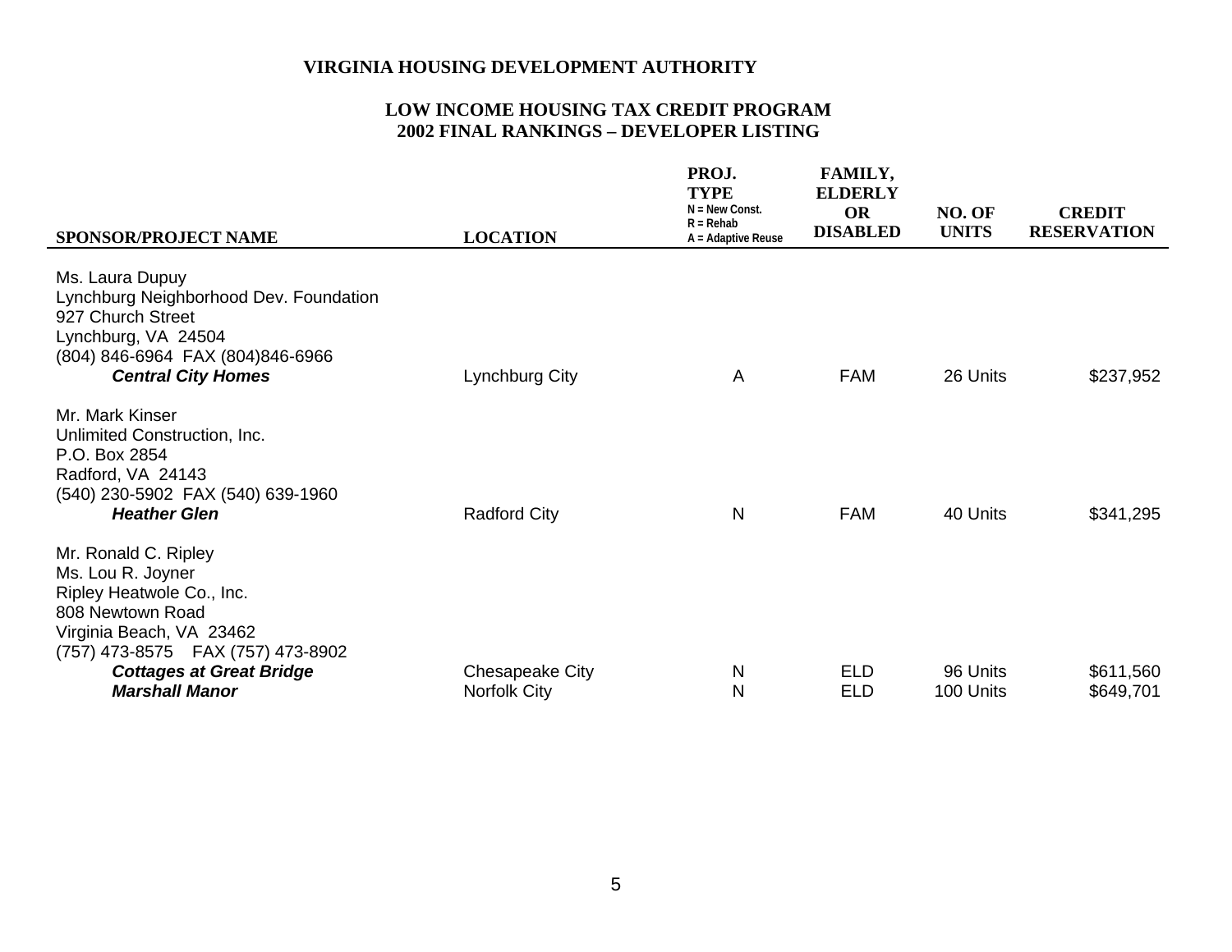**VIRGINIA HOUSING DEVELOPMENT AUTHORITY**

**LOW INCOME HOUSING TAX CREDIT PROGRAM**
**2002 FINAL RANKINGS – DEVELOPER LISTING**

| SPONSOR/PROJECT NAME | LOCATION | PROJ. TYPE N = New Const. R = Rehab A = Adaptive Reuse | FAMILY, ELDERLY OR DISABLED | NO. OF UNITS | CREDIT RESERVATION |
|---|---|---|---|---|---|
| Ms. Laura Dupuy<br>Lynchburg Neighborhood Dev. Foundation<br>927 Church Street<br>Lynchburg, VA 24504<br>(804) 846-6964 FAX (804)846-6966 | | | | | |
| ***Central City Homes*** | Lynchburg City | A | FAM | 26 Units | $237,952 |
| Mr. Mark Kinser<br>Unlimited Construction, Inc.<br>P.O. Box 2854<br>Radford, VA 24143<br>(540) 230-5902 FAX (540) 639-1960 | | | | | |
| ***Heather Glen*** | Radford City | N | FAM | 40 Units | $341,295 |
| Mr. Ronald C. Ripley<br>Ms. Lou R. Joyner<br>Ripley Heatwole Co., Inc.<br>808 Newtown Road<br>Virginia Beach, VA 23462<br>(757) 473-8575 FAX (757) 473-8902 | | | | | |
| ***Cottages at Great Bridge*** | Chesapeake City | N | ELD | 96 Units | $611,560 |
| ***Marshall Manor*** | Norfolk City | N | ELD | 100 Units | $649,701 |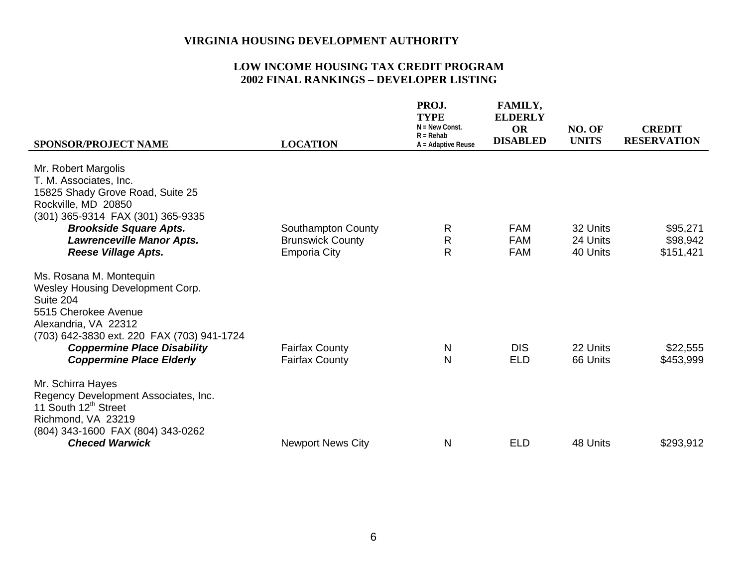**VIRGINIA HOUSING DEVELOPMENT AUTHORITY**

**LOW INCOME HOUSING TAX CREDIT PROGRAM**
**2002 FINAL RANKINGS – DEVELOPER LISTING**

| SPONSOR/PROJECT NAME | LOCATION | PROJ. TYPE (N = New Const. R = Rehab A = Adaptive Reuse) | FAMILY, ELDERLY OR DISABLED | NO. OF UNITS | CREDIT RESERVATION |
|---|---|---|---|---|---|
| Mr. Robert Margolis<br>T. M. Associates, Inc.<br>15825 Shady Grove Road, Suite 25<br>Rockville, MD 20850<br>(301) 365-9314 FAX (301) 365-9335 | | | | | |
| ***Brookside Square Apts.*** | Southampton County | R | FAM | 32 Units | $95,271 |
| ***Lawrenceville Manor Apts.*** | Brunswick County | R | FAM | 24 Units | $98,942 |
| ***Reese Village Apts.*** | Emporia City | R | FAM | 40 Units | $151,421 |
| Ms. Rosana M. Montequin<br>Wesley Housing Development Corp.<br>Suite 204<br>5515 Cherokee Avenue<br>Alexandria, VA 22312<br>(703) 642-3830 ext. 220 FAX (703) 941-1724 | | | | | |
| ***Coppermine Place Disability*** | Fairfax County | N | DIS | 22 Units | $22,555 |
| ***Coppermine Place Elderly*** | Fairfax County | N | ELD | 66 Units | $453,999 |
| Mr. Schirra Hayes<br>Regency Development Associates, Inc.<br>11 South 12th Street<br>Richmond, VA 23219<br>(804) 343-1600 FAX (804) 343-0262 | | | | | |
| ***Checed Warwick*** | Newport News City | N | ELD | 48 Units | $293,912 |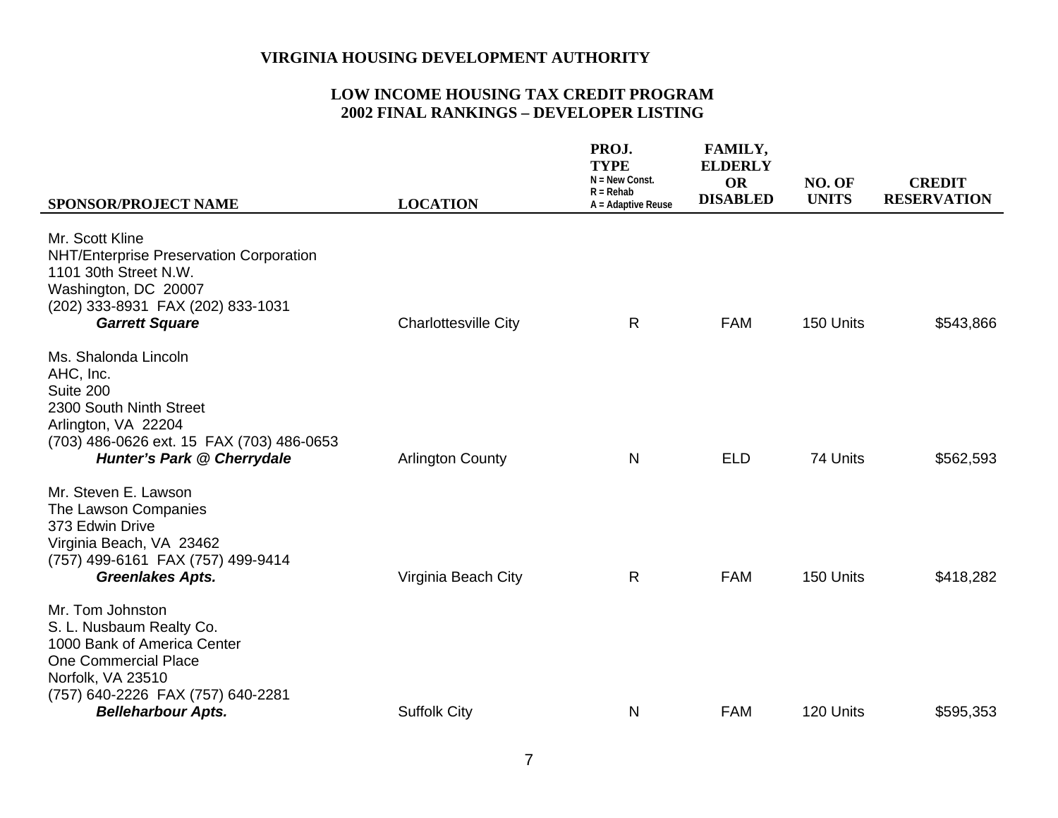**VIRGINIA HOUSING DEVELOPMENT AUTHORITY**

**LOW INCOME HOUSING TAX CREDIT PROGRAM**
**2002 FINAL RANKINGS – DEVELOPER LISTING**

| SPONSOR/PROJECT NAME | LOCATION | PROJ. TYPE (N = New Const., R = Rehab, A = Adaptive Reuse) | FAMILY, ELDERLY OR DISABLED | NO. OF UNITS | CREDIT RESERVATION |
|---|---|---|---|---|---|
| Mr. Scott Kline<br>NHT/Enterprise Preservation Corporation<br>1101 30th Street N.W.<br>Washington, DC 20007<br>(202) 333-8931 FAX (202) 833-1031<br>***Garrett Square*** | Charlottesville City | R | FAM | 150 Units | $543,866 |
| Ms. Shalonda Lincoln<br>AHC, Inc.<br>Suite 200<br>2300 South Ninth Street<br>Arlington, VA 22204<br>(703) 486-0626 ext. 15 FAX (703) 486-0653<br>***Hunter's Park @ Cherrydale*** | Arlington County | N | ELD | 74 Units | $562,593 |
| Mr. Steven E. Lawson<br>The Lawson Companies<br>373 Edwin Drive<br>Virginia Beach, VA 23462<br>(757) 499-6161 FAX (757) 499-9414<br>***Greenlakes Apts.*** | Virginia Beach City | R | FAM | 150 Units | $418,282 |
| Mr. Tom Johnston<br>S. L. Nusbaum Realty Co.<br>1000 Bank of America Center<br>One Commercial Place<br>Norfolk, VA 23510<br>(757) 640-2226 FAX (757) 640-2281<br>***Belleharbour Apts.*** | Suffolk City | N | FAM | 120 Units | $595,353 |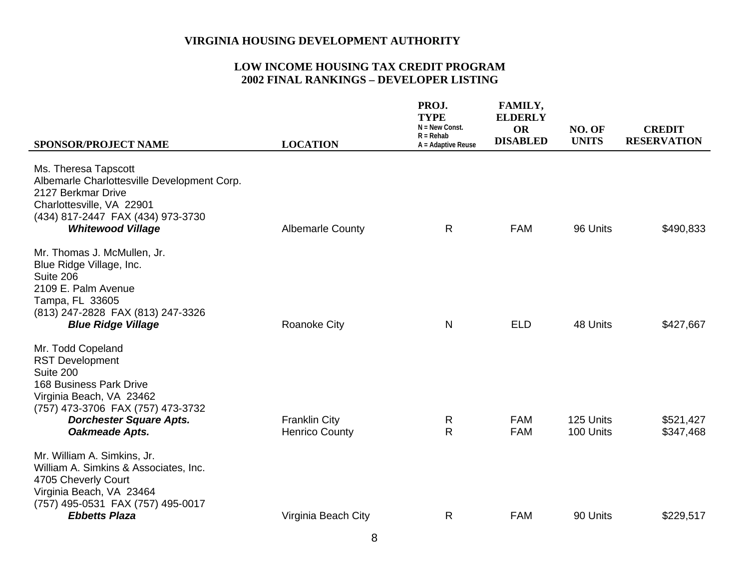**VIRGINIA HOUSING DEVELOPMENT AUTHORITY**

**LOW INCOME HOUSING TAX CREDIT PROGRAM**
**2002 FINAL RANKINGS – DEVELOPER LISTING**

| SPONSOR/PROJECT NAME | LOCATION | PROJ. TYPE (N = New Const., R = Rehab, A = Adaptive Reuse) | FAMILY, ELDERLY OR DISABLED | NO. OF UNITS | CREDIT RESERVATION |
|---|---|---|---|---|---|
| Ms. Theresa Tapscott<br>Albemarle Charlottesville Development Corp.<br>2127 Berkmar Drive<br>Charlottesville, VA 22901<br>(434) 817-2447 FAX (434) 973-3730 | | | | | |
| ***Whitewood Village*** | Albemarle County | R | FAM | 96 Units | $490,833 |
| Mr. Thomas J. McMullen, Jr.<br>Blue Ridge Village, Inc.<br>Suite 206<br>2109 E. Palm Avenue<br>Tampa, FL 33605<br>(813) 247-2828 FAX (813) 247-3326 | | | | | |
| ***Blue Ridge Village*** | Roanoke City | N | ELD | 48 Units | $427,667 |
| Mr. Todd Copeland<br>RST Development<br>Suite 200<br>168 Business Park Drive<br>Virginia Beach, VA 23462<br>(757) 473-3706 FAX (757) 473-3732 | | | | | |
| ***Dorchester Square Apts.*** | Franklin City | R | FAM | 125 Units | $521,427 |
| ***Oakmeade Apts.*** | Henrico County | R | FAM | 100 Units | $347,468 |
| Mr. William A. Simkins, Jr.<br>William A. Simkins & Associates, Inc.<br>4705 Cheverly Court<br>Virginia Beach, VA 23464<br>(757) 495-0531 FAX (757) 495-0017 | | | | | |
| ***Ebbetts Plaza*** | Virginia Beach City | R | FAM | 90 Units | $229,517 |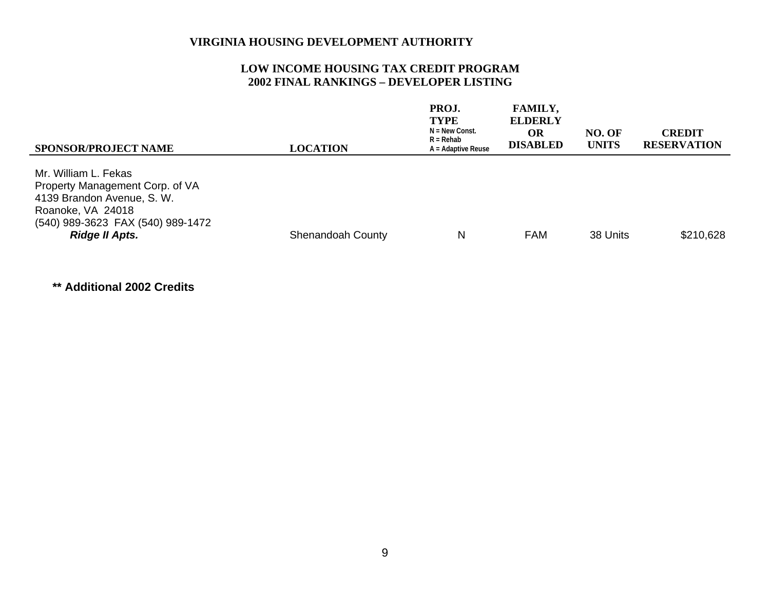**VIRGINIA HOUSING DEVELOPMENT AUTHORITY**

**LOW INCOME HOUSING TAX CREDIT PROGRAM**
**2002 FINAL RANKINGS – DEVELOPER LISTING**

| SPONSOR/PROJECT NAME | LOCATION | PROJ. TYPE N = New Const. R = Rehab A = Adaptive Reuse | FAMILY, ELDERLY OR DISABLED | NO. OF UNITS | CREDIT RESERVATION |
|---|---|---|---|---|---|
| Mr. William L. Fekas<br>Property Management Corp. of VA<br>4139 Brandon Avenue, S. W.<br>Roanoke, VA 24018<br>(540) 989-3623 FAX (540) 989-1472 | | | | | |
| ***Ridge II Apts.*** | Shenandoah County | N | FAM | 38 Units | $210,628 |

**\*\* Additional 2002 Credits**